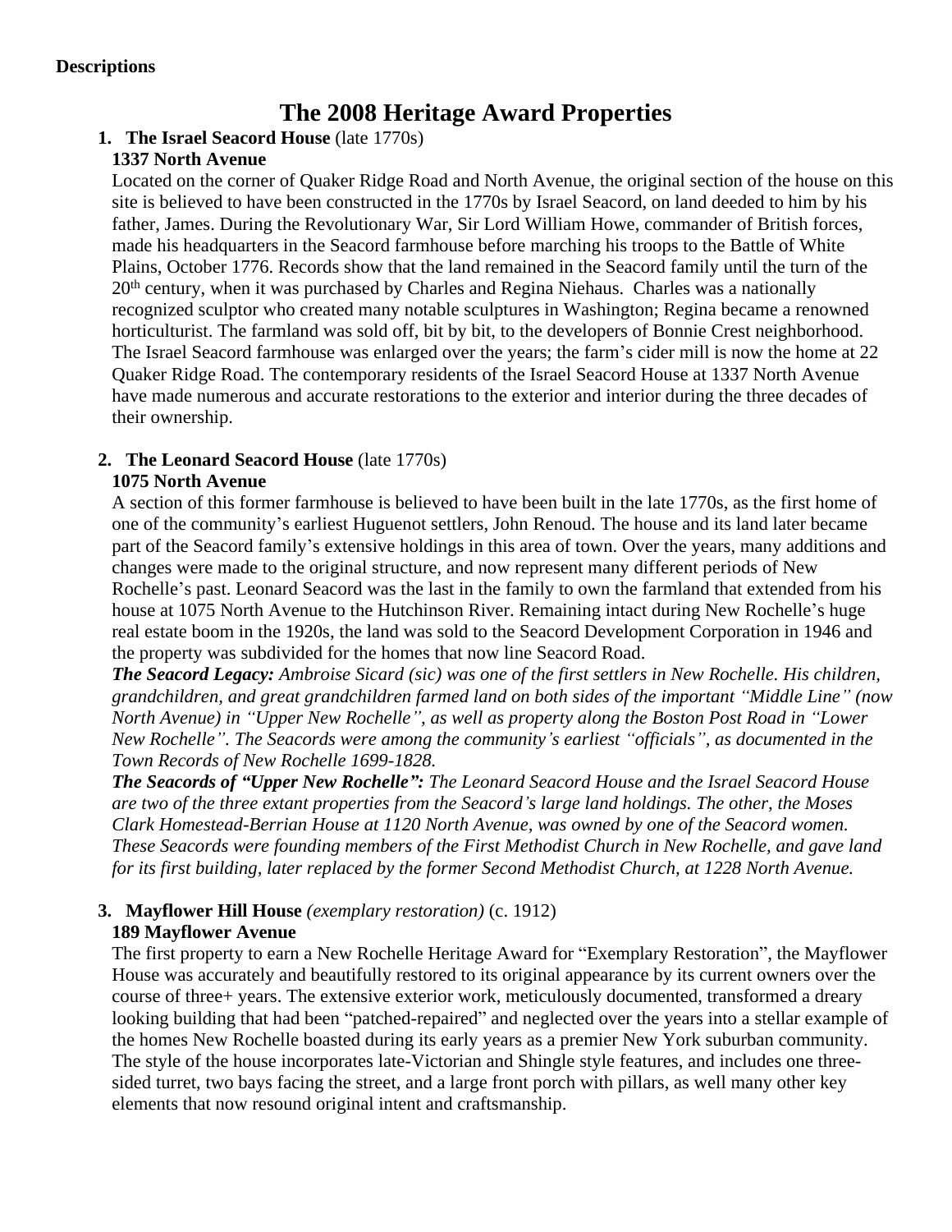**Descriptions**

# The 2008 Heritage Award Properties

1. **The Israel Seacord House** (late 1770s)
   **1337 North Avenue**
   Located on the corner of Quaker Ridge Road and North Avenue, the original section of the house on this site is believed to have been constructed in the 1770s by Israel Seacord, on land deeded to him by his father, James. During the Revolutionary War, Sir Lord William Howe, commander of British forces, made his headquarters in the Seacord farmhouse before marching his troops to the Battle of White Plains, October 1776. Records show that the land remained in the Seacord family until the turn of the 20th century, when it was purchased by Charles and Regina Niehaus. Charles was a nationally recognized sculptor who created many notable sculptures in Washington; Regina became a renowned horticulturist. The farmland was sold off, bit by bit, to the developers of Bonnie Crest neighborhood. The Israel Seacord farmhouse was enlarged over the years; the farm's cider mill is now the home at 22 Quaker Ridge Road. The contemporary residents of the Israel Seacord House at 1337 North Avenue have made numerous and accurate restorations to the exterior and interior during the three decades of their ownership.

2. **The Leonard Seacord House** (late 1770s)
   **1075 North Avenue**
   A section of this former farmhouse is believed to have been built in the late 1770s, as the first home of one of the community's earliest Huguenot settlers, John Renoud. The house and its land later became part of the Seacord family's extensive holdings in this area of town. Over the years, many additions and changes were made to the original structure, and now represent many different periods of New Rochelle's past. Leonard Seacord was the last in the family to own the farmland that extended from his house at 1075 North Avenue to the Hutchinson River. Remaining intact during New Rochelle's huge real estate boom in the 1920s, the land was sold to the Seacord Development Corporation in 1946 and the property was subdivided for the homes that now line Seacord Road.
   ***The Seacord Legacy:*** *Ambroise Sicard (sic) was one of the first settlers in New Rochelle. His children, grandchildren, and great grandchildren farmed land on both sides of the important "Middle Line" (now North Avenue) in "Upper New Rochelle", as well as property along the Boston Post Road in "Lower New Rochelle". The Seacords were among the community's earliest "officials", as documented in the Town Records of New Rochelle 1699-1828.*
   ***The Seacords of "Upper New Rochelle":*** *The Leonard Seacord House and the Israel Seacord House are two of the three extant properties from the Seacord's large land holdings. The other, the Moses Clark Homestead-Berrian House at 1120 North Avenue, was owned by one of the Seacord women. These Seacords were founding members of the First Methodist Church in New Rochelle, and gave land for its first building, later replaced by the former Second Methodist Church, at 1228 North Avenue.*

3. **Mayflower Hill House** *(exemplary restoration)* (c. 1912)
   **189 Mayflower Avenue**
   The first property to earn a New Rochelle Heritage Award for "Exemplary Restoration", the Mayflower House was accurately and beautifully restored to its original appearance by its current owners over the course of three+ years. The extensive exterior work, meticulously documented, transformed a dreary looking building that had been "patched-repaired" and neglected over the years into a stellar example of the homes New Rochelle boasted during its early years as a premier New York suburban community. The style of the house incorporates late-Victorian and Shingle style features, and includes one three-sided turret, two bays facing the street, and a large front porch with pillars, as well many other key elements that now resound original intent and craftsmanship.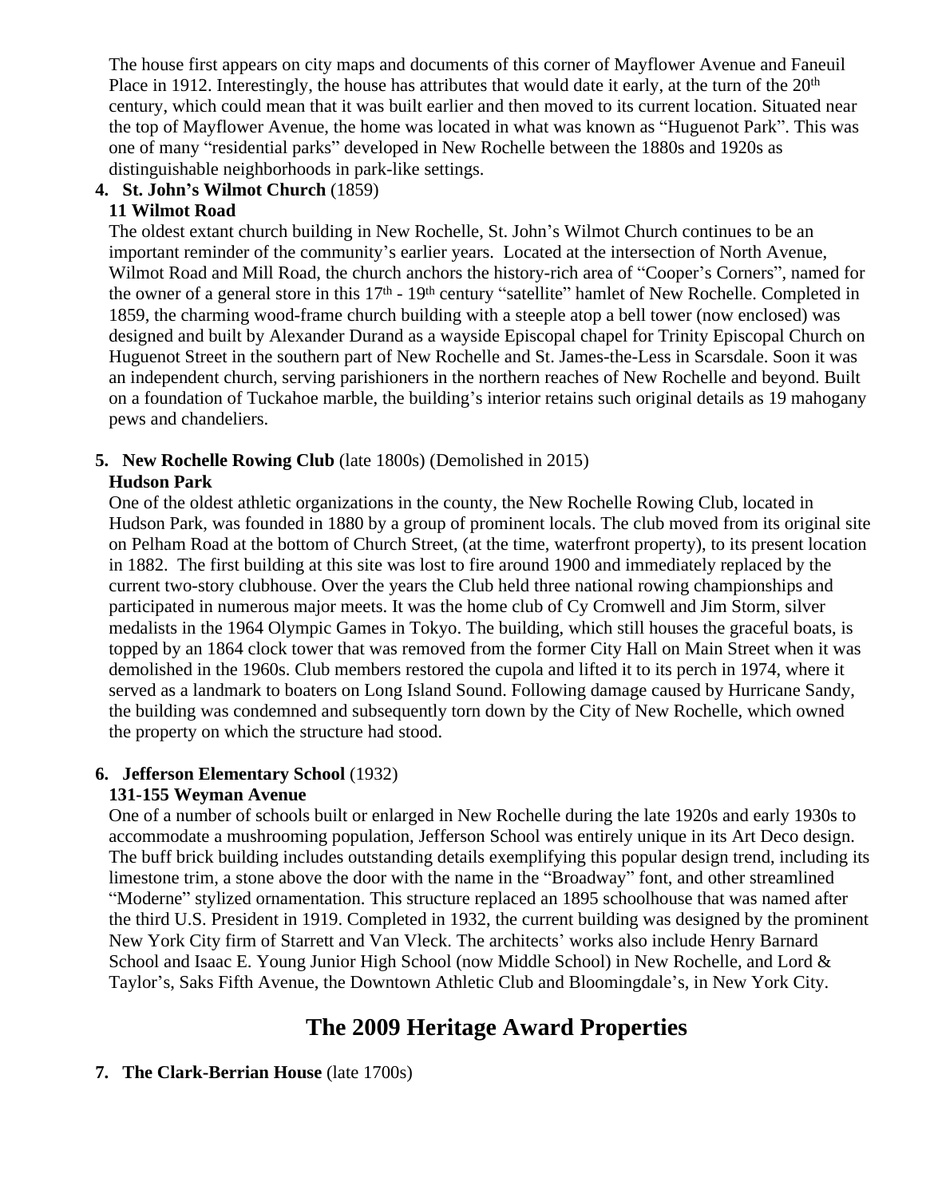The house first appears on city maps and documents of this corner of Mayflower Avenue and Faneuil Place in 1912. Interestingly, the house has attributes that would date it early, at the turn of the 20th century, which could mean that it was built earlier and then moved to its current location. Situated near the top of Mayflower Avenue, the home was located in what was known as "Huguenot Park". This was one of many "residential parks" developed in New Rochelle between the 1880s and 1920s as distinguishable neighborhoods in park-like settings.

4. **St. John's Wilmot Church** (1859)
   **11 Wilmot Road**
   The oldest extant church building in New Rochelle, St. John's Wilmot Church continues to be an important reminder of the community's earlier years. Located at the intersection of North Avenue, Wilmot Road and Mill Road, the church anchors the history-rich area of "Cooper's Corners", named for the owner of a general store in this 17th - 19th century "satellite" hamlet of New Rochelle. Completed in 1859, the charming wood-frame church building with a steeple atop a bell tower (now enclosed) was designed and built by Alexander Durand as a wayside Episcopal chapel for Trinity Episcopal Church on Huguenot Street in the southern part of New Rochelle and St. James-the-Less in Scarsdale. Soon it was an independent church, serving parishioners in the northern reaches of New Rochelle and beyond. Built on a foundation of Tuckahoe marble, the building's interior retains such original details as 19 mahogany pews and chandeliers.

5. **New Rochelle Rowing Club** (late 1800s) (Demolished in 2015)
   **Hudson Park**
   One of the oldest athletic organizations in the county, the New Rochelle Rowing Club, located in Hudson Park, was founded in 1880 by a group of prominent locals. The club moved from its original site on Pelham Road at the bottom of Church Street, (at the time, waterfront property), to its present location in 1882. The first building at this site was lost to fire around 1900 and immediately replaced by the current two-story clubhouse. Over the years the Club held three national rowing championships and participated in numerous major meets. It was the home club of Cy Cromwell and Jim Storm, silver medalists in the 1964 Olympic Games in Tokyo. The building, which still houses the graceful boats, is topped by an 1864 clock tower that was removed from the former City Hall on Main Street when it was demolished in the 1960s. Club members restored the cupola and lifted it to its perch in 1974, where it served as a landmark to boaters on Long Island Sound. Following damage caused by Hurricane Sandy, the building was condemned and subsequently torn down by the City of New Rochelle, which owned the property on which the structure had stood.

6. **Jefferson Elementary School** (1932)
   **131-155 Weyman Avenue**
   One of a number of schools built or enlarged in New Rochelle during the late 1920s and early 1930s to accommodate a mushrooming population, Jefferson School was entirely unique in its Art Deco design. The buff brick building includes outstanding details exemplifying this popular design trend, including its limestone trim, a stone above the door with the name in the "Broadway" font, and other streamlined "Moderne" stylized ornamentation. This structure replaced an 1895 schoolhouse that was named after the third U.S. President in 1919. Completed in 1932, the current building was designed by the prominent New York City firm of Starrett and Van Vleck. The architects' works also include Henry Barnard School and Isaac E. Young Junior High School (now Middle School) in New Rochelle, and Lord & Taylor's, Saks Fifth Avenue, the Downtown Athletic Club and Bloomingdale's, in New York City.

## The 2009 Heritage Award Properties

7. **The Clark-Berrian House** (late 1700s)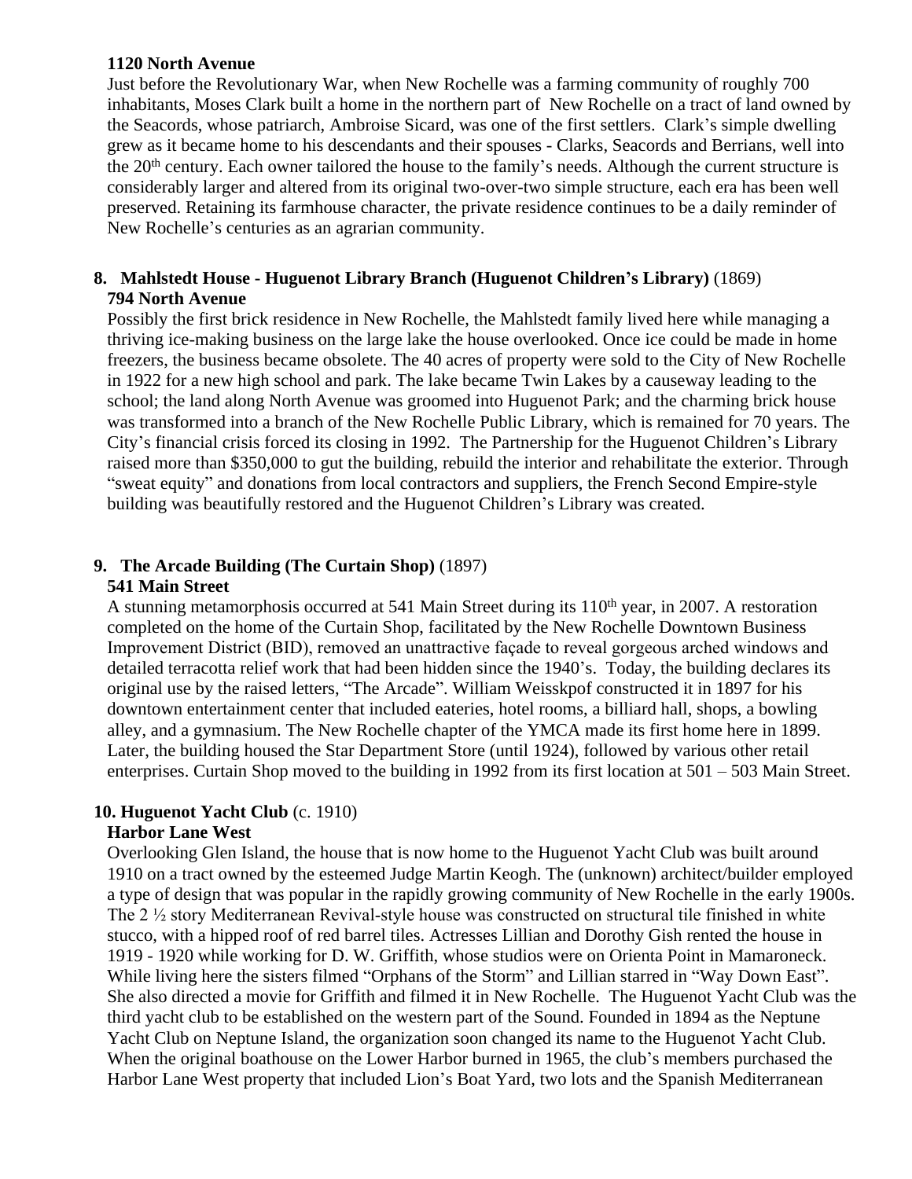**1120 North Avenue**

Just before the Revolutionary War, when New Rochelle was a farming community of roughly 700 inhabitants, Moses Clark built a home in the northern part of New Rochelle on a tract of land owned by the Seacords, whose patriarch, Ambroise Sicard, was one of the first settlers. Clark's simple dwelling grew as it became home to his descendants and their spouses - Clarks, Seacords and Berrians, well into the 20th century. Each owner tailored the house to the family's needs. Although the current structure is considerably larger and altered from its original two-over-two simple structure, each era has been well preserved. Retaining its farmhouse character, the private residence continues to be a daily reminder of New Rochelle's centuries as an agrarian community.

## 8. Mahlstedt House - Huguenot Library Branch (Huguenot Children's Library) (1869)

**794 North Avenue**

Possibly the first brick residence in New Rochelle, the Mahlstedt family lived here while managing a thriving ice-making business on the large lake the house overlooked. Once ice could be made in home freezers, the business became obsolete. The 40 acres of property were sold to the City of New Rochelle in 1922 for a new high school and park. The lake became Twin Lakes by a causeway leading to the school; the land along North Avenue was groomed into Huguenot Park; and the charming brick house was transformed into a branch of the New Rochelle Public Library, which is remained for 70 years. The City's financial crisis forced its closing in 1992. The Partnership for the Huguenot Children's Library raised more than $350,000 to gut the building, rebuild the interior and rehabilitate the exterior. Through "sweat equity" and donations from local contractors and suppliers, the French Second Empire-style building was beautifully restored and the Huguenot Children's Library was created.

## 9. The Arcade Building (The Curtain Shop) (1897)

**541 Main Street**

A stunning metamorphosis occurred at 541 Main Street during its 110th year, in 2007. A restoration completed on the home of the Curtain Shop, facilitated by the New Rochelle Downtown Business Improvement District (BID), removed an unattractive façade to reveal gorgeous arched windows and detailed terracotta relief work that had been hidden since the 1940's. Today, the building declares its original use by the raised letters, "The Arcade". William Weisskpof constructed it in 1897 for his downtown entertainment center that included eateries, hotel rooms, a billiard hall, shops, a bowling alley, and a gymnasium. The New Rochelle chapter of the YMCA made its first home here in 1899. Later, the building housed the Star Department Store (until 1924), followed by various other retail enterprises. Curtain Shop moved to the building in 1992 from its first location at 501 – 503 Main Street.

## 10. Huguenot Yacht Club (c. 1910)

**Harbor Lane West**

Overlooking Glen Island, the house that is now home to the Huguenot Yacht Club was built around 1910 on a tract owned by the esteemed Judge Martin Keogh. The (unknown) architect/builder employed a type of design that was popular in the rapidly growing community of New Rochelle in the early 1900s. The 2 ½ story Mediterranean Revival-style house was constructed on structural tile finished in white stucco, with a hipped roof of red barrel tiles. Actresses Lillian and Dorothy Gish rented the house in 1919 - 1920 while working for D. W. Griffith, whose studios were on Orienta Point in Mamaroneck. While living here the sisters filmed "Orphans of the Storm" and Lillian starred in "Way Down East". She also directed a movie for Griffith and filmed it in New Rochelle. The Huguenot Yacht Club was the third yacht club to be established on the western part of the Sound. Founded in 1894 as the Neptune Yacht Club on Neptune Island, the organization soon changed its name to the Huguenot Yacht Club. When the original boathouse on the Lower Harbor burned in 1965, the club's members purchased the Harbor Lane West property that included Lion's Boat Yard, two lots and the Spanish Mediterranean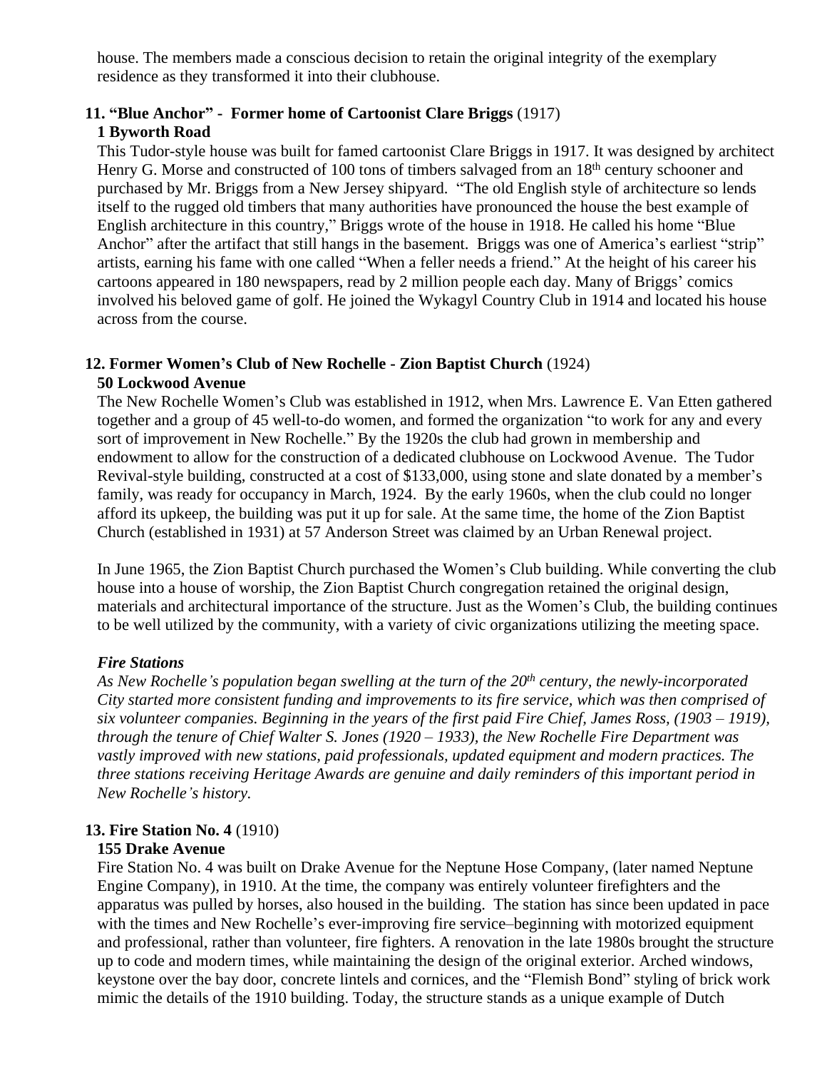house. The members made a conscious decision to retain the original integrity of the exemplary residence as they transformed it into their clubhouse.

**11. "Blue Anchor" - Former home of Cartoonist Clare Briggs** (1917)
**1 Byworth Road**

This Tudor-style house was built for famed cartoonist Clare Briggs in 1917. It was designed by architect Henry G. Morse and constructed of 100 tons of timbers salvaged from an 18th century schooner and purchased by Mr. Briggs from a New Jersey shipyard. "The old English style of architecture so lends itself to the rugged old timbers that many authorities have pronounced the house the best example of English architecture in this country," Briggs wrote of the house in 1918. He called his home "Blue Anchor" after the artifact that still hangs in the basement. Briggs was one of America's earliest "strip" artists, earning his fame with one called "When a feller needs a friend." At the height of his career his cartoons appeared in 180 newspapers, read by 2 million people each day. Many of Briggs' comics involved his beloved game of golf. He joined the Wykagyl Country Club in 1914 and located his house across from the course.

**12. Former Women's Club of New Rochelle - Zion Baptist Church** (1924)
**50 Lockwood Avenue**

The New Rochelle Women's Club was established in 1912, when Mrs. Lawrence E. Van Etten gathered together and a group of 45 well-to-do women, and formed the organization "to work for any and every sort of improvement in New Rochelle." By the 1920s the club had grown in membership and endowment to allow for the construction of a dedicated clubhouse on Lockwood Avenue. The Tudor Revival-style building, constructed at a cost of $133,000, using stone and slate donated by a member's family, was ready for occupancy in March, 1924. By the early 1960s, when the club could no longer afford its upkeep, the building was put it up for sale. At the same time, the home of the Zion Baptist Church (established in 1931) at 57 Anderson Street was claimed by an Urban Renewal project.

In June 1965, the Zion Baptist Church purchased the Women's Club building. While converting the club house into a house of worship, the Zion Baptist Church congregation retained the original design, materials and architectural importance of the structure. Just as the Women's Club, the building continues to be well utilized by the community, with a variety of civic organizations utilizing the meeting space.

***Fire Stations***

*As New Rochelle's population began swelling at the turn of the 20th century, the newly-incorporated City started more consistent funding and improvements to its fire service, which was then comprised of six volunteer companies. Beginning in the years of the first paid Fire Chief, James Ross, (1903 – 1919), through the tenure of Chief Walter S. Jones (1920 – 1933), the New Rochelle Fire Department was vastly improved with new stations, paid professionals, updated equipment and modern practices. The three stations receiving Heritage Awards are genuine and daily reminders of this important period in New Rochelle's history.*

**13. Fire Station No. 4** (1910)
**155 Drake Avenue**

Fire Station No. 4 was built on Drake Avenue for the Neptune Hose Company, (later named Neptune Engine Company), in 1910. At the time, the company was entirely volunteer firefighters and the apparatus was pulled by horses, also housed in the building. The station has since been updated in pace with the times and New Rochelle's ever-improving fire service–beginning with motorized equipment and professional, rather than volunteer, fire fighters. A renovation in the late 1980s brought the structure up to code and modern times, while maintaining the design of the original exterior. Arched windows, keystone over the bay door, concrete lintels and cornices, and the "Flemish Bond" styling of brick work mimic the details of the 1910 building. Today, the structure stands as a unique example of Dutch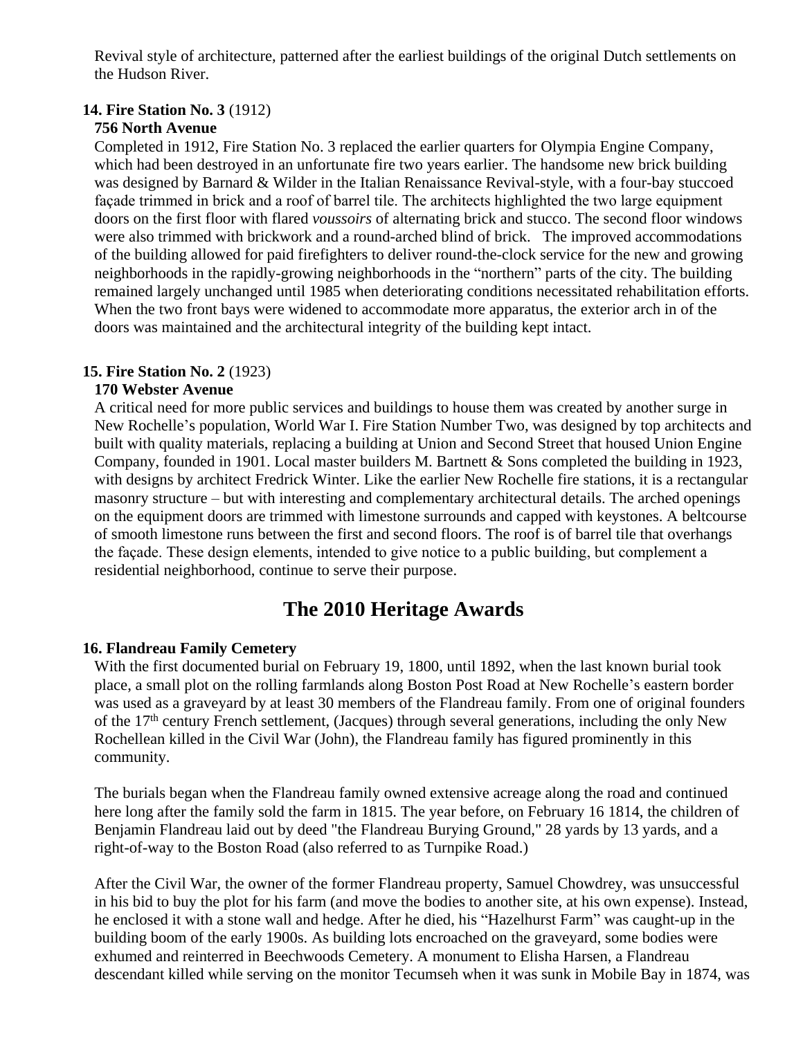Revival style of architecture, patterned after the earliest buildings of the original Dutch settlements on the Hudson River.

**14. Fire Station No. 3** (1912)
**756 North Avenue**

Completed in 1912, Fire Station No. 3 replaced the earlier quarters for Olympia Engine Company, which had been destroyed in an unfortunate fire two years earlier. The handsome new brick building was designed by Barnard & Wilder in the Italian Renaissance Revival-style, with a four-bay stuccoed façade trimmed in brick and a roof of barrel tile. The architects highlighted the two large equipment doors on the first floor with flared *voussoirs* of alternating brick and stucco. The second floor windows were also trimmed with brickwork and a round-arched blind of brick. The improved accommodations of the building allowed for paid firefighters to deliver round-the-clock service for the new and growing neighborhoods in the rapidly-growing neighborhoods in the "northern" parts of the city. The building remained largely unchanged until 1985 when deteriorating conditions necessitated rehabilitation efforts. When the two front bays were widened to accommodate more apparatus, the exterior arch in of the doors was maintained and the architectural integrity of the building kept intact.

**15. Fire Station No. 2** (1923)
**170 Webster Avenue**

A critical need for more public services and buildings to house them was created by another surge in New Rochelle's population, World War I. Fire Station Number Two, was designed by top architects and built with quality materials, replacing a building at Union and Second Street that housed Union Engine Company, founded in 1901. Local master builders M. Bartnett & Sons completed the building in 1923, with designs by architect Fredrick Winter. Like the earlier New Rochelle fire stations, it is a rectangular masonry structure – but with interesting and complementary architectural details. The arched openings on the equipment doors are trimmed with limestone surrounds and capped with keystones. A beltcourse of smooth limestone runs between the first and second floors. The roof is of barrel tile that overhangs the façade. These design elements, intended to give notice to a public building, but complement a residential neighborhood, continue to serve their purpose.

## The 2010 Heritage Awards

**16. Flandreau Family Cemetery**

With the first documented burial on February 19, 1800, until 1892, when the last known burial took place, a small plot on the rolling farmlands along Boston Post Road at New Rochelle's eastern border was used as a graveyard by at least 30 members of the Flandreau family. From one of original founders of the 17th century French settlement, (Jacques) through several generations, including the only New Rochellean killed in the Civil War (John), the Flandreau family has figured prominently in this community.

The burials began when the Flandreau family owned extensive acreage along the road and continued here long after the family sold the farm in 1815. The year before, on February 16 1814, the children of Benjamin Flandreau laid out by deed "the Flandreau Burying Ground," 28 yards by 13 yards, and a right-of-way to the Boston Road (also referred to as Turnpike Road.)

After the Civil War, the owner of the former Flandreau property, Samuel Chowdrey, was unsuccessful in his bid to buy the plot for his farm (and move the bodies to another site, at his own expense). Instead, he enclosed it with a stone wall and hedge. After he died, his "Hazelhurst Farm" was caught-up in the building boom of the early 1900s. As building lots encroached on the graveyard, some bodies were exhumed and reinterred in Beechwoods Cemetery. A monument to Elisha Harsen, a Flandreau descendant killed while serving on the monitor Tecumseh when it was sunk in Mobile Bay in 1874, was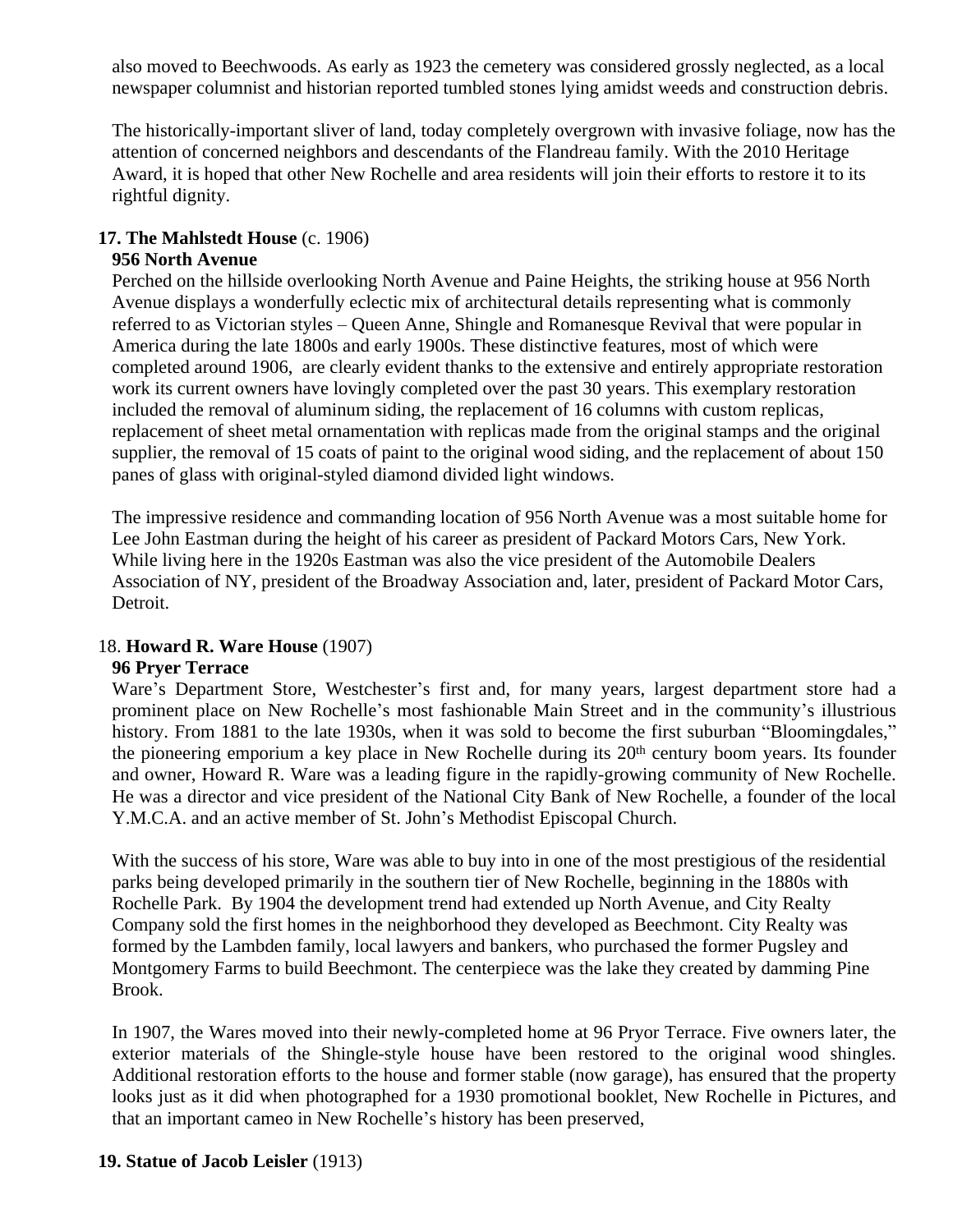also moved to Beechwoods. As early as 1923 the cemetery was considered grossly neglected, as a local newspaper columnist and historian reported tumbled stones lying amidst weeds and construction debris.

The historically-important sliver of land, today completely overgrown with invasive foliage, now has the attention of concerned neighbors and descendants of the Flandreau family. With the 2010 Heritage Award, it is hoped that other New Rochelle and area residents will join their efforts to restore it to its rightful dignity.

**17. The Mahlstedt House** (c. 1906)
**956 North Avenue**

Perched on the hillside overlooking North Avenue and Paine Heights, the striking house at 956 North Avenue displays a wonderfully eclectic mix of architectural details representing what is commonly referred to as Victorian styles – Queen Anne, Shingle and Romanesque Revival that were popular in America during the late 1800s and early 1900s. These distinctive features, most of which were completed around 1906, are clearly evident thanks to the extensive and entirely appropriate restoration work its current owners have lovingly completed over the past 30 years. This exemplary restoration included the removal of aluminum siding, the replacement of 16 columns with custom replicas, replacement of sheet metal ornamentation with replicas made from the original stamps and the original supplier, the removal of 15 coats of paint to the original wood siding, and the replacement of about 150 panes of glass with original-styled diamond divided light windows.

The impressive residence and commanding location of 956 North Avenue was a most suitable home for Lee John Eastman during the height of his career as president of Packard Motors Cars, New York. While living here in the 1920s Eastman was also the vice president of the Automobile Dealers Association of NY, president of the Broadway Association and, later, president of Packard Motor Cars, Detroit.

18. **Howard R. Ware House** (1907)
**96 Pryer Terrace**

Ware's Department Store, Westchester's first and, for many years, largest department store had a prominent place on New Rochelle's most fashionable Main Street and in the community's illustrious history. From 1881 to the late 1930s, when it was sold to become the first suburban "Bloomingdales," the pioneering emporium a key place in New Rochelle during its 20th century boom years. Its founder and owner, Howard R. Ware was a leading figure in the rapidly-growing community of New Rochelle. He was a director and vice president of the National City Bank of New Rochelle, a founder of the local Y.M.C.A. and an active member of St. John's Methodist Episcopal Church.

With the success of his store, Ware was able to buy into in one of the most prestigious of the residential parks being developed primarily in the southern tier of New Rochelle, beginning in the 1880s with Rochelle Park. By 1904 the development trend had extended up North Avenue, and City Realty Company sold the first homes in the neighborhood they developed as Beechmont. City Realty was formed by the Lambden family, local lawyers and bankers, who purchased the former Pugsley and Montgomery Farms to build Beechmont. The centerpiece was the lake they created by damming Pine Brook.

In 1907, the Wares moved into their newly-completed home at 96 Pryor Terrace. Five owners later, the exterior materials of the Shingle-style house have been restored to the original wood shingles. Additional restoration efforts to the house and former stable (now garage), has ensured that the property looks just as it did when photographed for a 1930 promotional booklet, New Rochelle in Pictures, and that an important cameo in New Rochelle's history has been preserved,

**19. Statue of Jacob Leisler** (1913)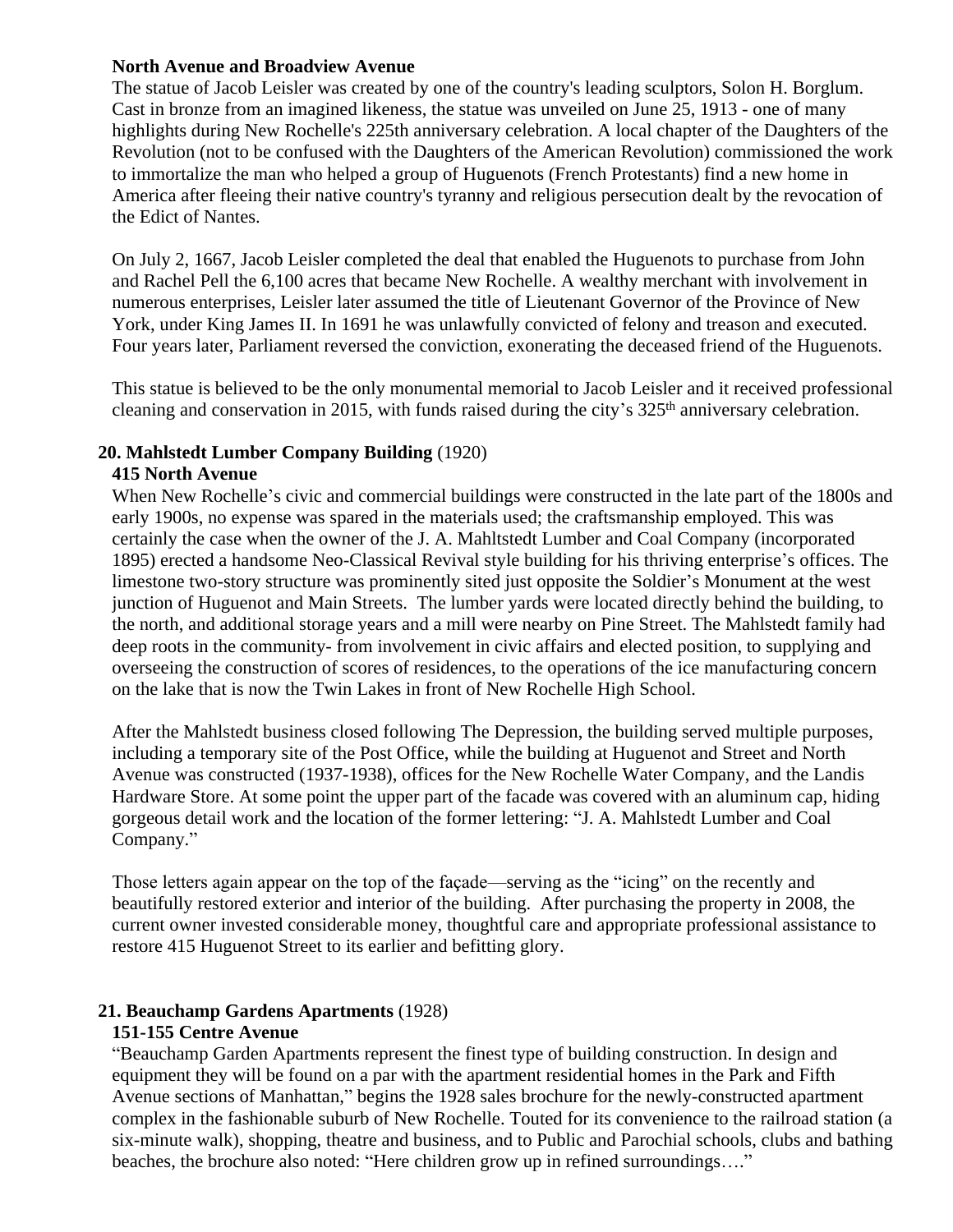**North Avenue and Broadview Avenue**

The statue of Jacob Leisler was created by one of the country's leading sculptors, Solon H. Borglum. Cast in bronze from an imagined likeness, the statue was unveiled on June 25, 1913 - one of many highlights during New Rochelle's 225th anniversary celebration. A local chapter of the Daughters of the Revolution (not to be confused with the Daughters of the American Revolution) commissioned the work to immortalize the man who helped a group of Huguenots (French Protestants) find a new home in America after fleeing their native country's tyranny and religious persecution dealt by the revocation of the Edict of Nantes.

On July 2, 1667, Jacob Leisler completed the deal that enabled the Huguenots to purchase from John and Rachel Pell the 6,100 acres that became New Rochelle. A wealthy merchant with involvement in numerous enterprises, Leisler later assumed the title of Lieutenant Governor of the Province of New York, under King James II. In 1691 he was unlawfully convicted of felony and treason and executed. Four years later, Parliament reversed the conviction, exonerating the deceased friend of the Huguenots.

This statue is believed to be the only monumental memorial to Jacob Leisler and it received professional cleaning and conservation in 2015, with funds raised during the city's 325th anniversary celebration.

**20. Mahlstedt Lumber Company Building** (1920)

**415 North Avenue**

When New Rochelle's civic and commercial buildings were constructed in the late part of the 1800s and early 1900s, no expense was spared in the materials used; the craftsmanship employed. This was certainly the case when the owner of the J. A. Mahltstedt Lumber and Coal Company (incorporated 1895) erected a handsome Neo-Classical Revival style building for his thriving enterprise's offices. The limestone two-story structure was prominently sited just opposite the Soldier's Monument at the west junction of Huguenot and Main Streets. The lumber yards were located directly behind the building, to the north, and additional storage years and a mill were nearby on Pine Street. The Mahlstedt family had deep roots in the community- from involvement in civic affairs and elected position, to supplying and overseeing the construction of scores of residences, to the operations of the ice manufacturing concern on the lake that is now the Twin Lakes in front of New Rochelle High School.

After the Mahlstedt business closed following The Depression, the building served multiple purposes, including a temporary site of the Post Office, while the building at Huguenot and Street and North Avenue was constructed (1937-1938), offices for the New Rochelle Water Company, and the Landis Hardware Store. At some point the upper part of the facade was covered with an aluminum cap, hiding gorgeous detail work and the location of the former lettering: "J. A. Mahlstedt Lumber and Coal Company."

Those letters again appear on the top of the façade—serving as the "icing" on the recently and beautifully restored exterior and interior of the building. After purchasing the property in 2008, the current owner invested considerable money, thoughtful care and appropriate professional assistance to restore 415 Huguenot Street to its earlier and befitting glory.

**21. Beauchamp Gardens Apartments** (1928)

**151-155 Centre Avenue**

"Beauchamp Garden Apartments represent the finest type of building construction. In design and equipment they will be found on a par with the apartment residential homes in the Park and Fifth Avenue sections of Manhattan," begins the 1928 sales brochure for the newly-constructed apartment complex in the fashionable suburb of New Rochelle. Touted for its convenience to the railroad station (a six-minute walk), shopping, theatre and business, and to Public and Parochial schools, clubs and bathing beaches, the brochure also noted: "Here children grow up in refined surroundings…."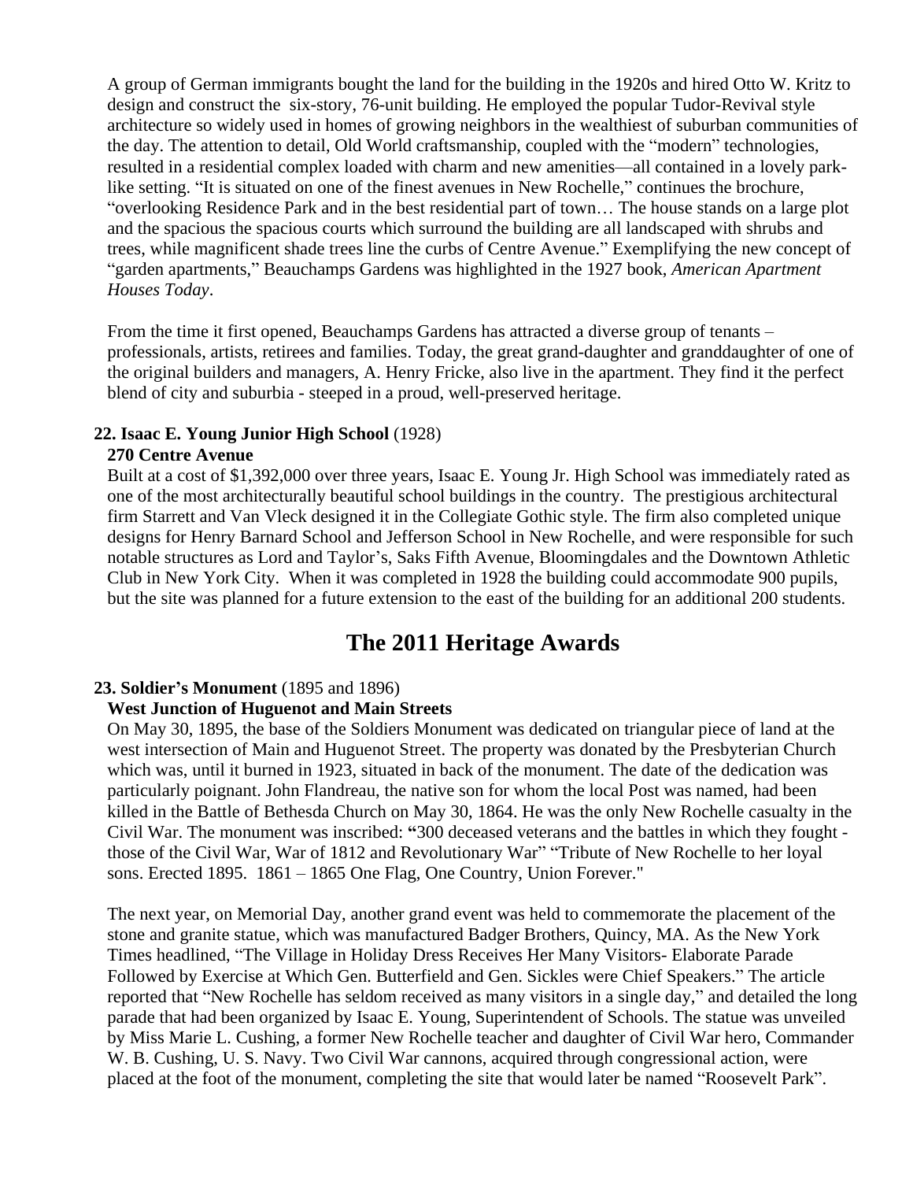A group of German immigrants bought the land for the building in the 1920s and hired Otto W. Kritz to design and construct the six-story, 76-unit building. He employed the popular Tudor-Revival style architecture so widely used in homes of growing neighbors in the wealthiest of suburban communities of the day. The attention to detail, Old World craftsmanship, coupled with the "modern" technologies, resulted in a residential complex loaded with charm and new amenities—all contained in a lovely park-like setting. "It is situated on one of the finest avenues in New Rochelle," continues the brochure, "overlooking Residence Park and in the best residential part of town… The house stands on a large plot and the spacious the spacious courts which surround the building are all landscaped with shrubs and trees, while magnificent shade trees line the curbs of Centre Avenue." Exemplifying the new concept of "garden apartments," Beauchamps Gardens was highlighted in the 1927 book, *American Apartment Houses Today*.

From the time it first opened, Beauchamps Gardens has attracted a diverse group of tenants – professionals, artists, retirees and families. Today, the great grand-daughter and granddaughter of one of the original builders and managers, A. Henry Fricke, also live in the apartment. They find it the perfect blend of city and suburbia - steeped in a proud, well-preserved heritage.

**22. Isaac E. Young Junior High School** (1928)
**270 Centre Avenue**
Built at a cost of $1,392,000 over three years, Isaac E. Young Jr. High School was immediately rated as one of the most architecturally beautiful school buildings in the country. The prestigious architectural firm Starrett and Van Vleck designed it in the Collegiate Gothic style. The firm also completed unique designs for Henry Barnard School and Jefferson School in New Rochelle, and were responsible for such notable structures as Lord and Taylor's, Saks Fifth Avenue, Bloomingdales and the Downtown Athletic Club in New York City. When it was completed in 1928 the building could accommodate 900 pupils, but the site was planned for a future extension to the east of the building for an additional 200 students.

## The 2011 Heritage Awards

**23. Soldier's Monument** (1895 and 1896)
**West Junction of Huguenot and Main Streets**
On May 30, 1895, the base of the Soldiers Monument was dedicated on triangular piece of land at the west intersection of Main and Huguenot Street. The property was donated by the Presbyterian Church which was, until it burned in 1923, situated in back of the monument. The date of the dedication was particularly poignant. John Flandreau, the native son for whom the local Post was named, had been killed in the Battle of Bethesda Church on May 30, 1864. He was the only New Rochelle casualty in the Civil War. The monument was inscribed: **"**300 deceased veterans and the battles in which they fought - those of the Civil War, War of 1812 and Revolutionary War" "Tribute of New Rochelle to her loyal sons. Erected 1895. 1861 – 1865 One Flag, One Country, Union Forever."

The next year, on Memorial Day, another grand event was held to commemorate the placement of the stone and granite statue, which was manufactured Badger Brothers, Quincy, MA. As the New York Times headlined, "The Village in Holiday Dress Receives Her Many Visitors- Elaborate Parade Followed by Exercise at Which Gen. Butterfield and Gen. Sickles were Chief Speakers." The article reported that "New Rochelle has seldom received as many visitors in a single day," and detailed the long parade that had been organized by Isaac E. Young, Superintendent of Schools. The statue was unveiled by Miss Marie L. Cushing, a former New Rochelle teacher and daughter of Civil War hero, Commander W. B. Cushing, U. S. Navy. Two Civil War cannons, acquired through congressional action, were placed at the foot of the monument, completing the site that would later be named "Roosevelt Park".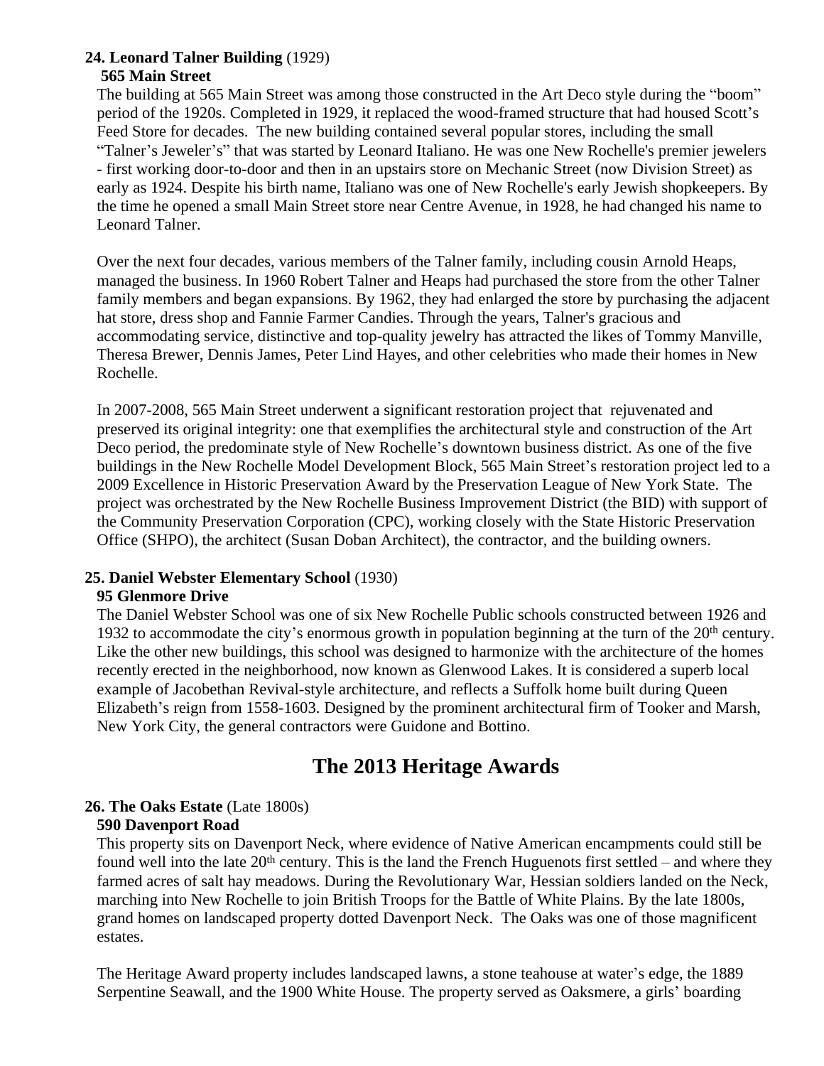**24. Leonard Talner Building** (1929)
**565 Main Street**

The building at 565 Main Street was among those constructed in the Art Deco style during the "boom" period of the 1920s. Completed in 1929, it replaced the wood-framed structure that had housed Scott's Feed Store for decades. The new building contained several popular stores, including the small "Talner's Jeweler's" that was started by Leonard Italiano. He was one New Rochelle's premier jewelers - first working door-to-door and then in an upstairs store on Mechanic Street (now Division Street) as early as 1924. Despite his birth name, Italiano was one of New Rochelle's early Jewish shopkeepers. By the time he opened a small Main Street store near Centre Avenue, in 1928, he had changed his name to Leonard Talner.

Over the next four decades, various members of the Talner family, including cousin Arnold Heaps, managed the business. In 1960 Robert Talner and Heaps had purchased the store from the other Talner family members and began expansions. By 1962, they had enlarged the store by purchasing the adjacent hat store, dress shop and Fannie Farmer Candies. Through the years, Talner's gracious and accommodating service, distinctive and top-quality jewelry has attracted the likes of Tommy Manville, Theresa Brewer, Dennis James, Peter Lind Hayes, and other celebrities who made their homes in New Rochelle.

In 2007-2008, 565 Main Street underwent a significant restoration project that rejuvenated and preserved its original integrity: one that exemplifies the architectural style and construction of the Art Deco period, the predominate style of New Rochelle's downtown business district. As one of the five buildings in the New Rochelle Model Development Block, 565 Main Street's restoration project led to a 2009 Excellence in Historic Preservation Award by the Preservation League of New York State. The project was orchestrated by the New Rochelle Business Improvement District (the BID) with support of the Community Preservation Corporation (CPC), working closely with the State Historic Preservation Office (SHPO), the architect (Susan Doban Architect), the contractor, and the building owners.

**25. Daniel Webster Elementary School** (1930)
**95 Glenmore Drive**

The Daniel Webster School was one of six New Rochelle Public schools constructed between 1926 and 1932 to accommodate the city's enormous growth in population beginning at the turn of the 20th century. Like the other new buildings, this school was designed to harmonize with the architecture of the homes recently erected in the neighborhood, now known as Glenwood Lakes. It is considered a superb local example of Jacobethan Revival-style architecture, and reflects a Suffolk home built during Queen Elizabeth's reign from 1558-1603. Designed by the prominent architectural firm of Tooker and Marsh, New York City, the general contractors were Guidone and Bottino.

# The 2013 Heritage Awards

**26. The Oaks Estate** (Late 1800s)
**590 Davenport Road**

This property sits on Davenport Neck, where evidence of Native American encampments could still be found well into the late 20th century. This is the land the French Huguenots first settled – and where they farmed acres of salt hay meadows. During the Revolutionary War, Hessian soldiers landed on the Neck, marching into New Rochelle to join British Troops for the Battle of White Plains. By the late 1800s, grand homes on landscaped property dotted Davenport Neck. The Oaks was one of those magnificent estates.

The Heritage Award property includes landscaped lawns, a stone teahouse at water's edge, the 1889 Serpentine Seawall, and the 1900 White House. The property served as Oaksmere, a girls' boarding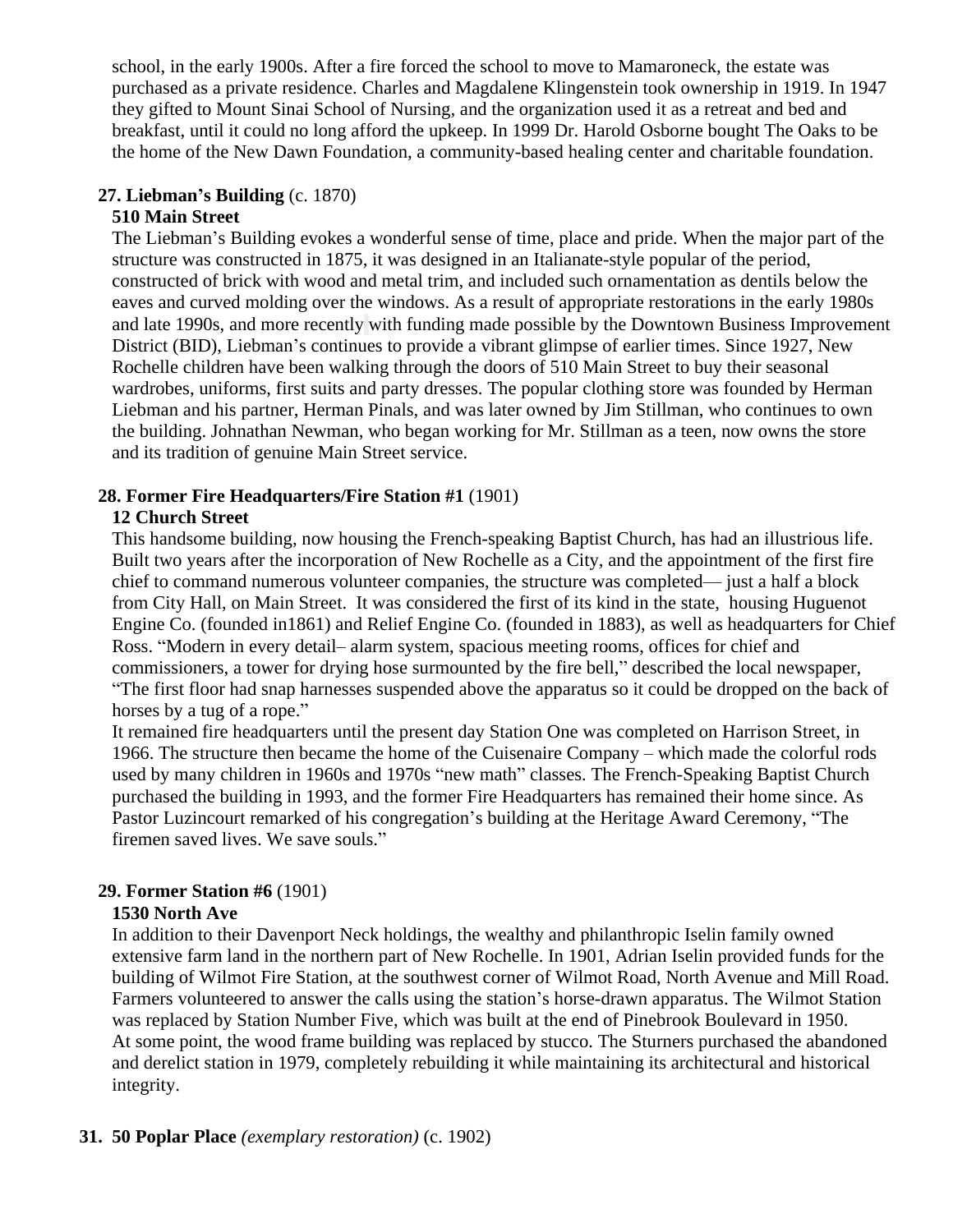school, in the early 1900s. After a fire forced the school to move to Mamaroneck, the estate was purchased as a private residence. Charles and Magdalene Klingenstein took ownership in 1919. In 1947 they gifted to Mount Sinai School of Nursing, and the organization used it as a retreat and bed and breakfast, until it could no long afford the upkeep. In 1999 Dr. Harold Osborne bought The Oaks to be the home of the New Dawn Foundation, a community-based healing center and charitable foundation.

**27. Liebman's Building** (c. 1870)
**510 Main Street**
The Liebman's Building evokes a wonderful sense of time, place and pride. When the major part of the structure was constructed in 1875, it was designed in an Italianate-style popular of the period, constructed of brick with wood and metal trim, and included such ornamentation as dentils below the eaves and curved molding over the windows. As a result of appropriate restorations in the early 1980s and late 1990s, and more recently with funding made possible by the Downtown Business Improvement District (BID), Liebman's continues to provide a vibrant glimpse of earlier times. Since 1927, New Rochelle children have been walking through the doors of 510 Main Street to buy their seasonal wardrobes, uniforms, first suits and party dresses. The popular clothing store was founded by Herman Liebman and his partner, Herman Pinals, and was later owned by Jim Stillman, who continues to own the building. Johnathan Newman, who began working for Mr. Stillman as a teen, now owns the store and its tradition of genuine Main Street service.

**28. Former Fire Headquarters/Fire Station #1** (1901)
**12 Church Street**
This handsome building, now housing the French-speaking Baptist Church, has had an illustrious life. Built two years after the incorporation of New Rochelle as a City, and the appointment of the first fire chief to command numerous volunteer companies, the structure was completed— just a half a block from City Hall, on Main Street. It was considered the first of its kind in the state, housing Huguenot Engine Co. (founded in1861) and Relief Engine Co. (founded in 1883), as well as headquarters for Chief Ross. "Modern in every detail– alarm system, spacious meeting rooms, offices for chief and commissioners, a tower for drying hose surmounted by the fire bell," described the local newspaper, "The first floor had snap harnesses suspended above the apparatus so it could be dropped on the back of horses by a tug of a rope."
It remained fire headquarters until the present day Station One was completed on Harrison Street, in 1966. The structure then became the home of the Cuisenaire Company – which made the colorful rods used by many children in 1960s and 1970s "new math" classes. The French-Speaking Baptist Church purchased the building in 1993, and the former Fire Headquarters has remained their home since. As Pastor Luzincourt remarked of his congregation's building at the Heritage Award Ceremony, "The firemen saved lives. We save souls."

**29. Former Station #6** (1901)
**1530 North Ave**
In addition to their Davenport Neck holdings, the wealthy and philanthropic Iselin family owned extensive farm land in the northern part of New Rochelle. In 1901, Adrian Iselin provided funds for the building of Wilmot Fire Station, at the southwest corner of Wilmot Road, North Avenue and Mill Road. Farmers volunteered to answer the calls using the station's horse-drawn apparatus. The Wilmot Station was replaced by Station Number Five, which was built at the end of Pinebrook Boulevard in 1950.
At some point, the wood frame building was replaced by stucco. The Sturners purchased the abandoned and derelict station in 1979, completely rebuilding it while maintaining its architectural and historical integrity.

**31. 50 Poplar Place** *(exemplary restoration)* (c. 1902)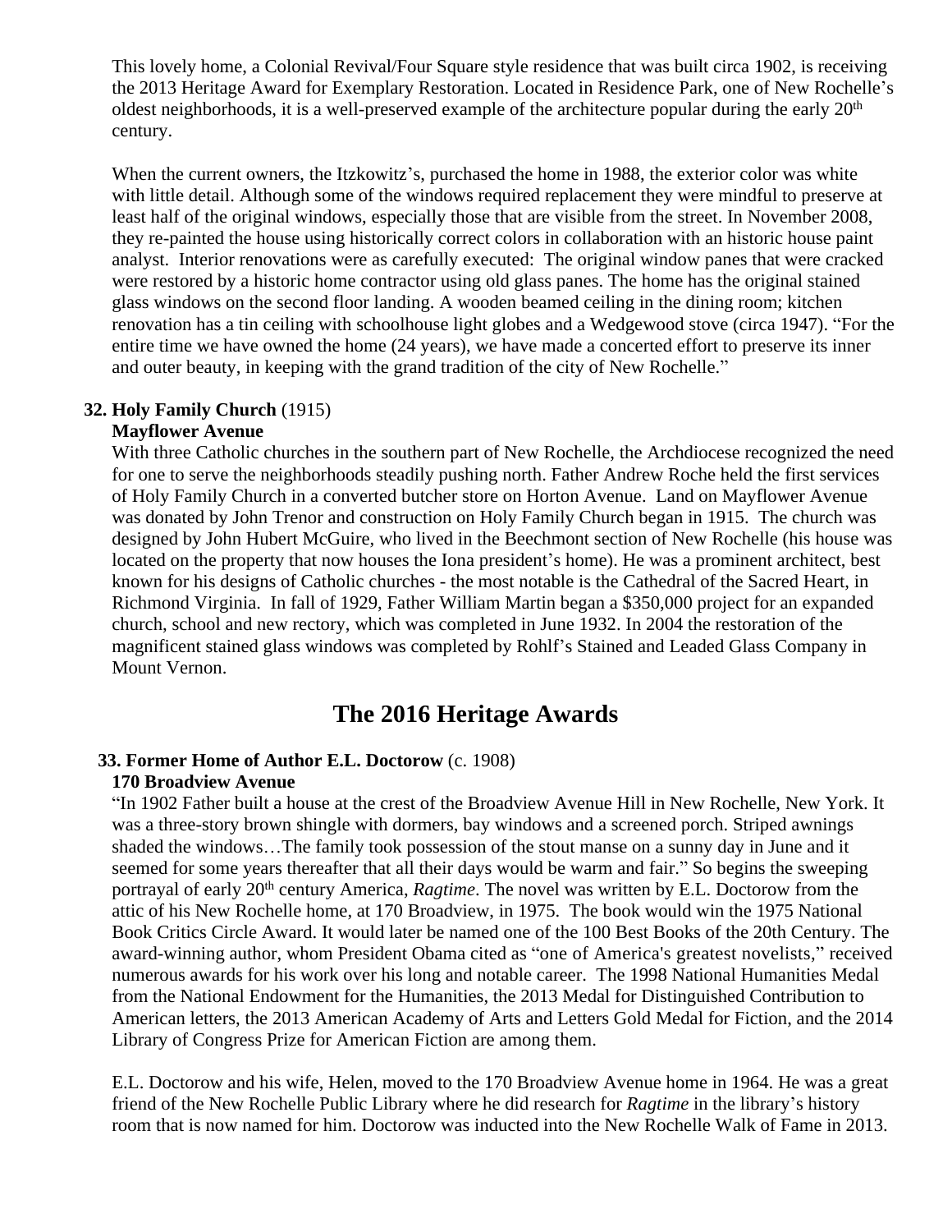This lovely home, a Colonial Revival/Four Square style residence that was built circa 1902, is receiving the 2013 Heritage Award for Exemplary Restoration. Located in Residence Park, one of New Rochelle's oldest neighborhoods, it is a well-preserved example of the architecture popular during the early 20th century.

When the current owners, the Itzkowitz's, purchased the home in 1988, the exterior color was white with little detail. Although some of the windows required replacement they were mindful to preserve at least half of the original windows, especially those that are visible from the street. In November 2008, they re-painted the house using historically correct colors in collaboration with an historic house paint analyst. Interior renovations were as carefully executed: The original window panes that were cracked were restored by a historic home contractor using old glass panes. The home has the original stained glass windows on the second floor landing. A wooden beamed ceiling in the dining room; kitchen renovation has a tin ceiling with schoolhouse light globes and a Wedgewood stove (circa 1947). "For the entire time we have owned the home (24 years), we have made a concerted effort to preserve its inner and outer beauty, in keeping with the grand tradition of the city of New Rochelle."

**32. Holy Family Church** (1915)
**Mayflower Avenue**

With three Catholic churches in the southern part of New Rochelle, the Archdiocese recognized the need for one to serve the neighborhoods steadily pushing north. Father Andrew Roche held the first services of Holy Family Church in a converted butcher store on Horton Avenue. Land on Mayflower Avenue was donated by John Trenor and construction on Holy Family Church began in 1915. The church was designed by John Hubert McGuire, who lived in the Beechmont section of New Rochelle (his house was located on the property that now houses the Iona president's home). He was a prominent architect, best known for his designs of Catholic churches - the most notable is the Cathedral of the Sacred Heart, in Richmond Virginia. In fall of 1929, Father William Martin began a $350,000 project for an expanded church, school and new rectory, which was completed in June 1932. In 2004 the restoration of the magnificent stained glass windows was completed by Rohlf's Stained and Leaded Glass Company in Mount Vernon.

## The 2016 Heritage Awards

**33. Former Home of Author E.L. Doctorow** (c. 1908)
**170 Broadview Avenue**

"In 1902 Father built a house at the crest of the Broadview Avenue Hill in New Rochelle, New York. It was a three-story brown shingle with dormers, bay windows and a screened porch. Striped awnings shaded the windows…The family took possession of the stout manse on a sunny day in June and it seemed for some years thereafter that all their days would be warm and fair." So begins the sweeping portrayal of early 20th century America, *Ragtime*. The novel was written by E.L. Doctorow from the attic of his New Rochelle home, at 170 Broadview, in 1975. The book would win the 1975 National Book Critics Circle Award. It would later be named one of the 100 Best Books of the 20th Century. The award-winning author, whom President Obama cited as "one of America's greatest novelists," received numerous awards for his work over his long and notable career. The 1998 National Humanities Medal from the National Endowment for the Humanities, the 2013 Medal for Distinguished Contribution to American letters, the 2013 American Academy of Arts and Letters Gold Medal for Fiction, and the 2014 Library of Congress Prize for American Fiction are among them.

E.L. Doctorow and his wife, Helen, moved to the 170 Broadview Avenue home in 1964. He was a great friend of the New Rochelle Public Library where he did research for *Ragtime* in the library's history room that is now named for him. Doctorow was inducted into the New Rochelle Walk of Fame in 2013.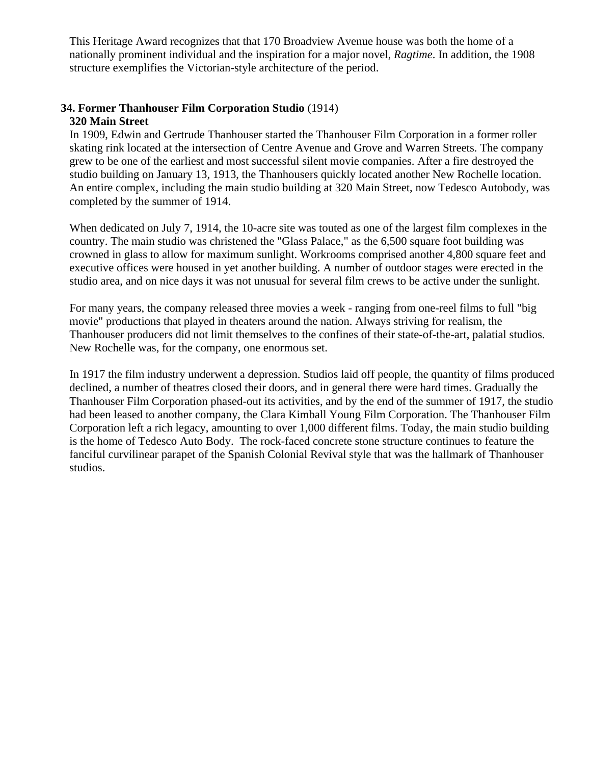This Heritage Award recognizes that that 170 Broadview Avenue house was both the home of a nationally prominent individual and the inspiration for a major novel, *Ragtime*. In addition, the 1908 structure exemplifies the Victorian-style architecture of the period.

**34. Former Thanhouser Film Corporation Studio** (1914)
**320 Main Street**

In 1909, Edwin and Gertrude Thanhouser started the Thanhouser Film Corporation in a former roller skating rink located at the intersection of Centre Avenue and Grove and Warren Streets. The company grew to be one of the earliest and most successful silent movie companies. After a fire destroyed the studio building on January 13, 1913, the Thanhousers quickly located another New Rochelle location. An entire complex, including the main studio building at 320 Main Street, now Tedesco Autobody, was completed by the summer of 1914.

When dedicated on July 7, 1914, the 10-acre site was touted as one of the largest film complexes in the country. The main studio was christened the "Glass Palace," as the 6,500 square foot building was crowned in glass to allow for maximum sunlight. Workrooms comprised another 4,800 square feet and executive offices were housed in yet another building. A number of outdoor stages were erected in the studio area, and on nice days it was not unusual for several film crews to be active under the sunlight.

For many years, the company released three movies a week - ranging from one-reel films to full "big movie" productions that played in theaters around the nation. Always striving for realism, the Thanhouser producers did not limit themselves to the confines of their state-of-the-art, palatial studios. New Rochelle was, for the company, one enormous set.

In 1917 the film industry underwent a depression. Studios laid off people, the quantity of films produced declined, a number of theatres closed their doors, and in general there were hard times. Gradually the Thanhouser Film Corporation phased-out its activities, and by the end of the summer of 1917, the studio had been leased to another company, the Clara Kimball Young Film Corporation. The Thanhouser Film Corporation left a rich legacy, amounting to over 1,000 different films. Today, the main studio building is the home of Tedesco Auto Body. The rock-faced concrete stone structure continues to feature the fanciful curvilinear parapet of the Spanish Colonial Revival style that was the hallmark of Thanhouser studios.